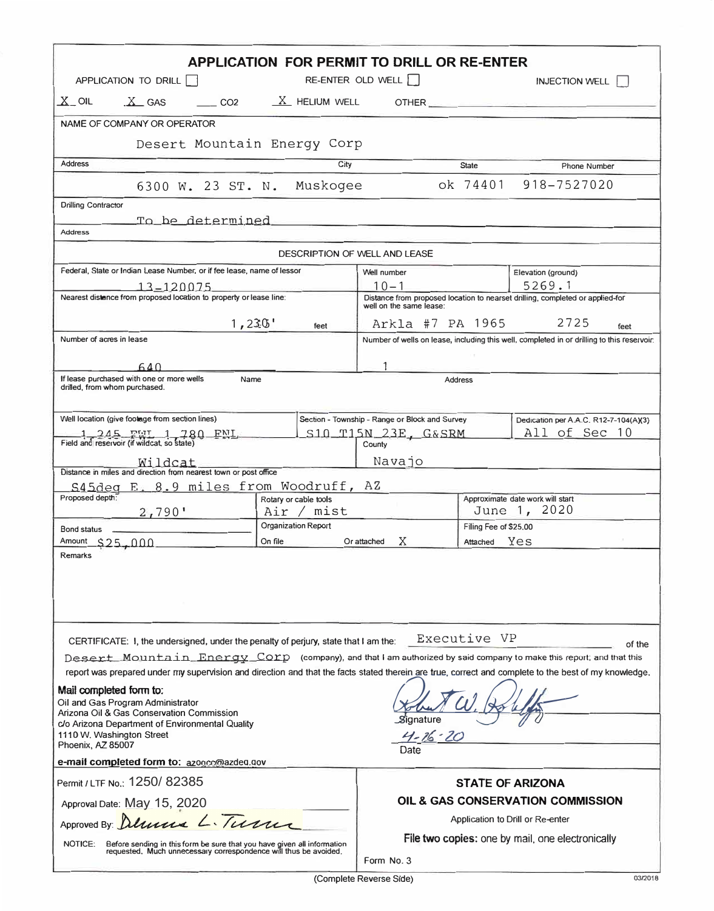# APPLICATION FOR PERMIT TO DRILL OR RE-ENTER

APPLICATION TO DRILL [ ] RE-ENTER OLD WELL [ ] INJECTION WELL [ ]

X OIL X GAS ___ CO2 X HELIUM WELL OTHER ______

| NAME OF COMPANY OR OPERATOR | | | |
|---|---|---|---|
| Desert Mountain Energy Corp | | | |
| **Address** | **City** | **State** | **Phone Number** |
| 6300 W. 23 ST. N. | Muskogee | ok 74401 | 918-7527020 |

Drilling Contractor: To be determined

Address:

## DESCRIPTION OF WELL AND LEASE

| Federal, State or Indian Lease Number, or if fee lease, name of lessor | Well number | Elevation (ground) |
|---|---|---|
| 13-120075 | 10-1 | 5269.1 |

| Nearest distance from proposed location to property or lease line: | Distance from proposed location to nearest drilling, completed or applied-for well on the same lease: |
|---|---|
| 1,230' feet | Arkla #7 PA 1965 2725 feet |

| Number of acres in lease | Number of wells on lease, including this well, completed in or drilling to this reservoir: |
|---|---|
| 640 | 1 |

| If lease purchased with one or more wells drilled, from whom purchased. | Name | Address |
|---|---|---|
| | | |

| Well location (give footage from section lines) | Section - Township - Range or Block and Survey | Dedication per A.A.C. R12-7-104(A)(3) |
|---|---|---|
| 1,245 FWL 1,780 FNL | S10 T15N 23E, G&SRM | All of Sec 10 |

| Field and reservoir (if wildcat, so state) | County |
|---|---|
| Wildcat | Navajo |

Distance in miles and direction from nearest town or post office: S45deg E. 8.9 miles from Woodruff, AZ

| Proposed depth: | Rotary or cable tools | Approximate date work will start |
|---|---|---|
| 2,790' | Air / mist | June 1, 2020 |

| Bond status | Organization Report | | Filing Fee of $25.00 |
|---|---|---|---|
| Amount $25,000 | On file | Or attached X | Attached Yes |

Remarks

CERTIFICATE: I, the undersigned, under the penalty of perjury, state that I am the: Executive VP of the Desert Mountain Energy Corp (company), and that I am authorized by said company to make this report; and that this report was prepared under my supervision and direction and that the facts stated therein are true, correct and complete to the best of my knowledge.

**Mail completed form to:**
Oil and Gas Program Administrator
Arizona Oil & Gas Conservation Commission
c/o Arizona Department of Environmental Quality
1110 W. Washington Street
Phoenix, AZ 85007

**e-mail completed form to:** azogcc@azdeq.gov

Signature: Robert W. Rohlfing

Date: 4-26-20

Permit / LTF No.: 1250/ 82385

Approval Date: May 15, 2020

Approved By: Dennis L. Turner

NOTICE: Before sending in this form be sure that you have given all information requested. Much unnecessary correspondence will thus be avoided.

**STATE OF ARIZONA**
**OIL & GAS CONSERVATION COMMISSION**
Application to Drill or Re-enter
**File two copies:** one by mail, one electronically

Form No. 3

(Complete Reverse Side)

03/2018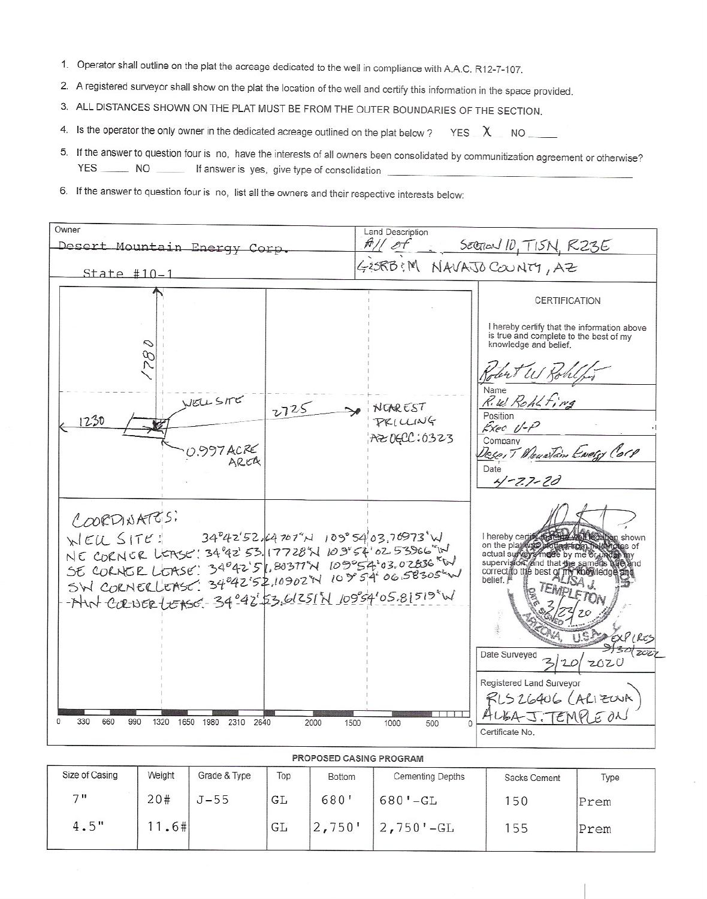1. Operator shall outline on the plat the acreage dedicated to the well in compliance with A.A.C. R12-7-107.
2. A registered surveyor shall show on the plat the location of the well and certify this information in the space provided.
3. ALL DISTANCES SHOWN ON THE PLAT MUST BE FROM THE OUTER BOUNDARIES OF THE SECTION.
4. Is the operator the only owner in the dedicated acreage outlined on the plat below? YES X NO ____
5. If the answer to question four is no, have the interests of all owners been consolidated by communitization agreement or otherwise? YES ____ NO ____ If answer is yes, give type of consolidation ____________
6. If the answer to question four is no, list all the owners and their respective interests below:

| Owner | Land Description |
|---|---|
| ~~Desert Mountain Energy Corp.~~ | All of Section 10, T15N, R23E |
| State #10-1 | G&SRB&M NAVAJO COUNTY, AZ |

1780

1230

WELL SITE

2725 → NEAREST DRILLING AZ OGCC:0323

0.997 ACRE AREA

COORDINATES:

WELL SITE: 34°42'52.64707"N 109°54'03.70973"W

NE CORNER LEASE: 34°42'53.17728"N 109°54'02.53966"W

SE CORNER LEASE: 34°42'51.80377"N 109°54'03.02836"W

SW CORNER LEASE: 34°42'52.10902"N 109°54'06.58305"W

~~NW CORNER LEASE: 34°42'53.61251"N 109°54'05.81519"W~~

0 330 660 990 1320 1650 1980 2310 2640 2000 1500 1000 500 0

**CERTIFICATION**

I hereby certify that the information above is true and complete to the best of my knowledge and belief.

Name: R. W. Rohlfing

Position: Exec V-P

Company: Desert Mountain Energy Corp

Date: 4-27-20

I hereby certify that the well location shown on the plat was plotted from field notes of actual surveys made by me or under my supervision, and that the same is true and correct to the best of my knowledge and belief.

ALISA J. TEMPLETON — Date Signed 3/23/20 — Arizona, U.S.A. — Expires 9/30/2022

Date Surveyed: 3/20/2020

Registered Land Surveyor: RLS 26406 (ARIZONA) ALISA J. TEMPLETON

Certificate No.

**PROPOSED CASING PROGRAM**

| Size of Casing | Weight | Grade & Type | Top | Bottom | Cementing Depths | Sacks Cement | Type |
|---|---|---|---|---|---|---|---|
| 7" | 20# | J-55 | GL | 680' | 680'-GL | 150 | Prem |
| 4.5" | 11.6# | | GL | 2,750' | 2,750'-GL | 155 | Prem |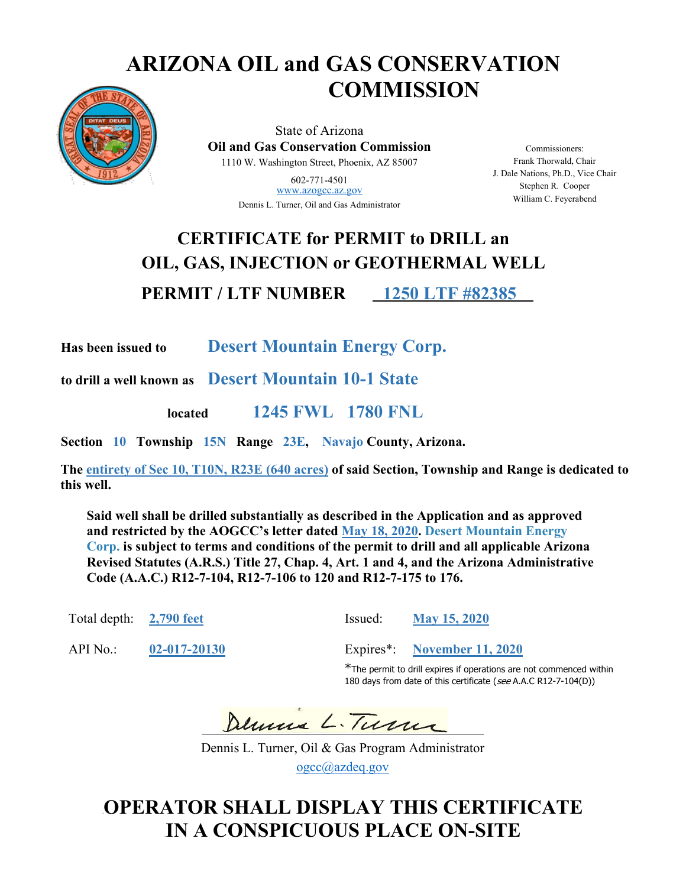# ARIZONA OIL and GAS CONSERVATION COMMISSION

State of Arizona
**Oil and Gas Conservation Commission**
1110 W. Washington Street, Phoenix, AZ 85007
602-771-4501
www.azogcc.az.gov
Dennis L. Turner, Oil and Gas Administrator

Commissioners:
Frank Thorwald, Chair
J. Dale Nations, Ph.D., Vice Chair
Stephen R. Cooper
William C. Feyerabend

## CERTIFICATE for PERMIT to DRILL an OIL, GAS, INJECTION or GEOTHERMAL WELL

### PERMIT / LTF NUMBER 1250 LTF #82385

**Has been issued to** **Desert Mountain Energy Corp.**

**to drill a well known as** **Desert Mountain 10-1 State**

**located** **1245 FWL 1780 FNL**

**Section 10 Township 15N Range 23E, Navajo County, Arizona.**

**The entirety of Sec 10, T10N, R23E (640 acres) of said Section, Township and Range is dedicated to this well.**

**Said well shall be drilled substantially as described in the Application and as approved and restricted by the AOGCC's letter dated May 18, 2020. Desert Mountain Energy Corp. is subject to terms and conditions of the permit to drill and all applicable Arizona Revised Statutes (A.R.S.) Title 27, Chap. 4, Art. 1 and 4, and the Arizona Administrative Code (A.A.C.) R12-7-104, R12-7-106 to 120 and R12-7-175 to 176.**

Total depth: 2,790 feet

API No.: 02-017-20130

Issued: May 15, 2020

Expires*: November 11, 2020

*The permit to drill expires if operations are not commenced within 180 days from date of this certificate (*see* A.A.C R12-7-104(D))

Dennis L. Turner

Dennis L. Turner, Oil & Gas Program Administrator
ogcc@azdeq.gov

## OPERATOR SHALL DISPLAY THIS CERTIFICATE IN A CONSPICUOUS PLACE ON-SITE